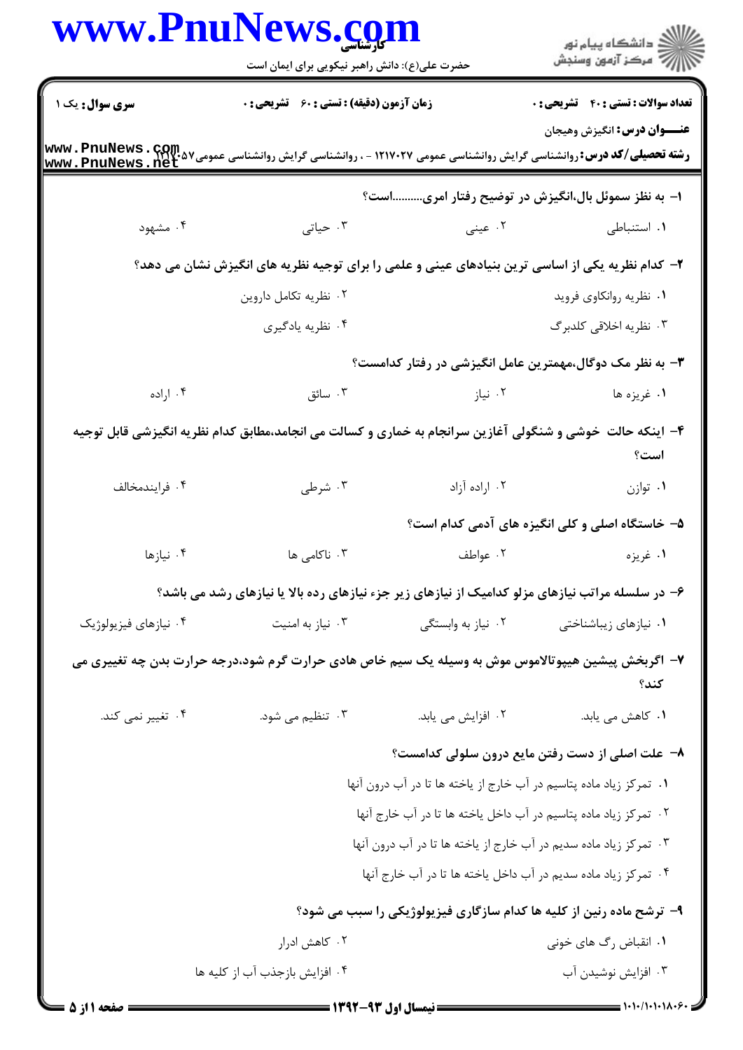**سری سوال:** یک ۱

**زمان آزمون (دقیقه) : تستی : ۶۰ تشریحی : ۰**

**تعداد سوالات : تستی : ۴۰ تشریحی : ۰**

**عنـــوان درس:** انگیزش وهیجان

**رشته تحصیلی/کد درس:** روانشناسی گرایش روانشناسی عمومی ۱۲۱۷۰۲۷ - ، روانشناسی گرایش روانشناسی عمومی۱۲۱۷۰۵۷

۱- به نظر سموئل بال،انگیزش در توضیح رفتار امری..........است؟

۱. استنباطی ۲. عینی ۳. حیاتی ۴. مشهود

۲- کدام نظریه یکی از اساسی ترین بنیادهای عینی و علمی را برای توجیه نظریه های انگیزش نشان می دهد؟

۱. نظریه روانکاوی فروید ۲. نظریه تکامل داروین ۳. نظریه اخلاقی کلدبرگ ۴. نظریه یادگیری

۳- به نظر مک دوگال،مهمترین عامل انگیزشی در رفتار کدامست؟

۱. غریزه ها ۲. نیاز ۳. سائق ۴. اراده

۴- اینکه حالت خوشی و شنگولی آغازین سرانجام به خماری و کسالت می انجامد،مطابق کدام نظریه انگیزشی قابل توجیه است؟

۱. توازن ۲. اراده آزاد ۳. شرطی ۴. فرایندمخالف

۵- خاستگاه اصلی و کلی انگیزه های آدمی کدام است؟

۱. غریزه ۲. عواطف ۳. ناکامی ها ۴. نیازها

۶- در سلسله مراتب نیازهای مزلو کدامیک از نیازهای زیر جزء نیازهای رده بالا یا نیازهای رشد می باشد؟

۱. نیازهای زیباشناختی ۲. نیاز به وابستگی ۳. نیاز به امنیت ۴. نیازهای فیزیولوژیک

۷- اگربخش پیشین هیپوتالاموس موش به وسیله یک سیم خاص هادی حرارت گرم شود،درجه حرارت بدن چه تغییری می کند؟

۱. کاهش می یابد. ۲. افزایش می یابد. ۳. تنظیم می شود. ۴. تغییر نمی کند.

۸- علت اصلی از دست رفتن مایع درون سلولی کدامست؟

۱. تمرکز زیاد ماده پتاسیم در آب خارج از یاخته ها تا در آب درون آنها

۲. تمرکز زیاد ماده پتاسیم در آب داخل یاخته ها تا در آب خارج آنها

۳. تمرکز زیاد ماده سدیم در آب خارج از یاخته ها تا در آب درون آنها

۴. تمرکز زیاد ماده سدیم در آب داخل یاخته ها تا در آب خارج آنها

۹- ترشح ماده رنین از کلیه ها کدام سازگاری فیزیولوژیکی را سبب می شود؟

۱. انقباض رگ های خونی ۲. کاهش ادرار ۳. افزایش نوشیدن آب ۴. افزایش بازجذب آب از کلیه ها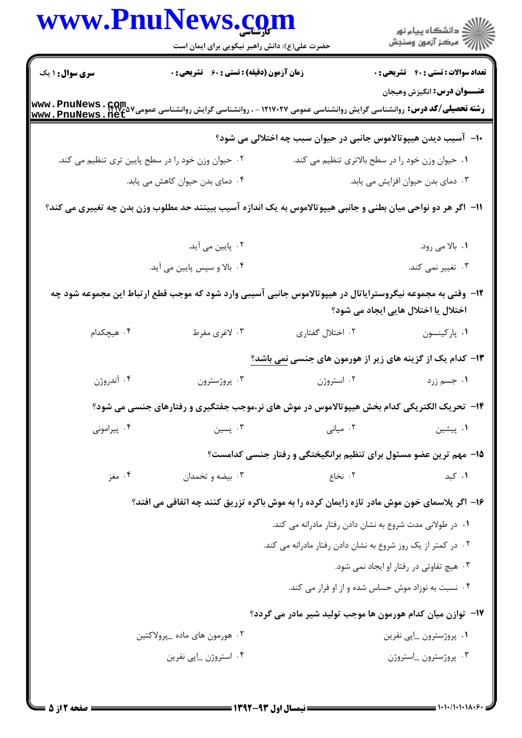**سری سوال:** ۱ یک | **زمان آزمون (دقیقه) : تستی :** ۶۰ **تشریحی :** ۰ | **تعداد سوالات : تستی :** ۴۰ **تشریحی :** ۰

**عنـــوان درس:** انگیزش وهیجان

**رشته تحصیلی/کد درس:** روانشناسی گرایش روانشناسی عمومی ۱۲۱۷۰۲۷ - ، روانشناسی گرایش روانشناسی عمومی۱۲۱۷۰۵۷

۱۰- آسیب دیدن هیپوتالاموس جانبی در حیوان سبب چه اختلالی می شود؟

۱. حیوان وزن خود را در سطح بالاتری تنظیم می کند.

۲. حیوان وزن خود را در سطح پایین تری تنظیم می کند.

۳. دمای بدن حیوان افزایش می یابد.

۴. دمای بدن حیوان کاهش می یابد.

۱۱- اگر هر دو نواحی میان بطنی و جانبی هیپوتالاموس به یک اندازه آسیب ببینند حد مطلوب وزن بدن چه تغییری می کند؟

۱. بالا می رود.

۲. پایین می آید.

۳. تغییر نمی کند.

۴. بالا و سپس پایین می آید.

۱۲- وقتی به مجموعه نیگرواستراپاتال در هیپوتالاموس جانبی آسیبی وارد شود که موجب قطع ارتباط این مجموعه شود چه اختلال یا اختلال هایی ایجاد می شود؟

۱. پارکینسون

۲. اختلال گفتاری

۳. لاغری مفرط

۴. هیچکدام

۱۳- کدام یک از گزینه های زیر از هورمون های جنسی نمی باشد؟

۱. جسم زرد

۲. استروژن

۳. پروژسترون

۴. آندروژن

۱۴- تحریک الکتریکی کدام بخش هیپوتالاموس در موش های نر،موجب جفتگیری و رفتارهای جنسی می شود؟

۱. پیشین

۲. میانی

۳. پسین

۴. پیرامونی

۱۵- مهم ترین عضو مسئول برای تنظیم برانگیختگی و رفتار جنسی کدامست؟

۱. کبد

۲. نخاع

۳. بیضه و تخمدان

۴. مغز

۱۶- اگر پلاسمای خون موش مادر تازه زایمان کرده را به موش باکره تزریق کنند چه اتفاقی می افتد؟

۱. در طولانی مدت شروع به نشان دادن رفتار مادرانه می کند.

۲. در کمتر از یک روز شروع به نشان دادن رفتار مادرانه می کند.

۳. هیچ تفاوتی در رفتار او ایجاد نمی شود.

۴. نسبت به نوزاد موش حساس شده و از او فرار می کند.

۱۷- توازن میان کدام هورمون ها موجب تولید شیر مادر می گردد؟

۱. پروژسترون _اپی نفرین

۲. هورمون های ماده _پرولاکتین

۳. پروژسترون _استروژن

۴. استروژن _اپی نفرین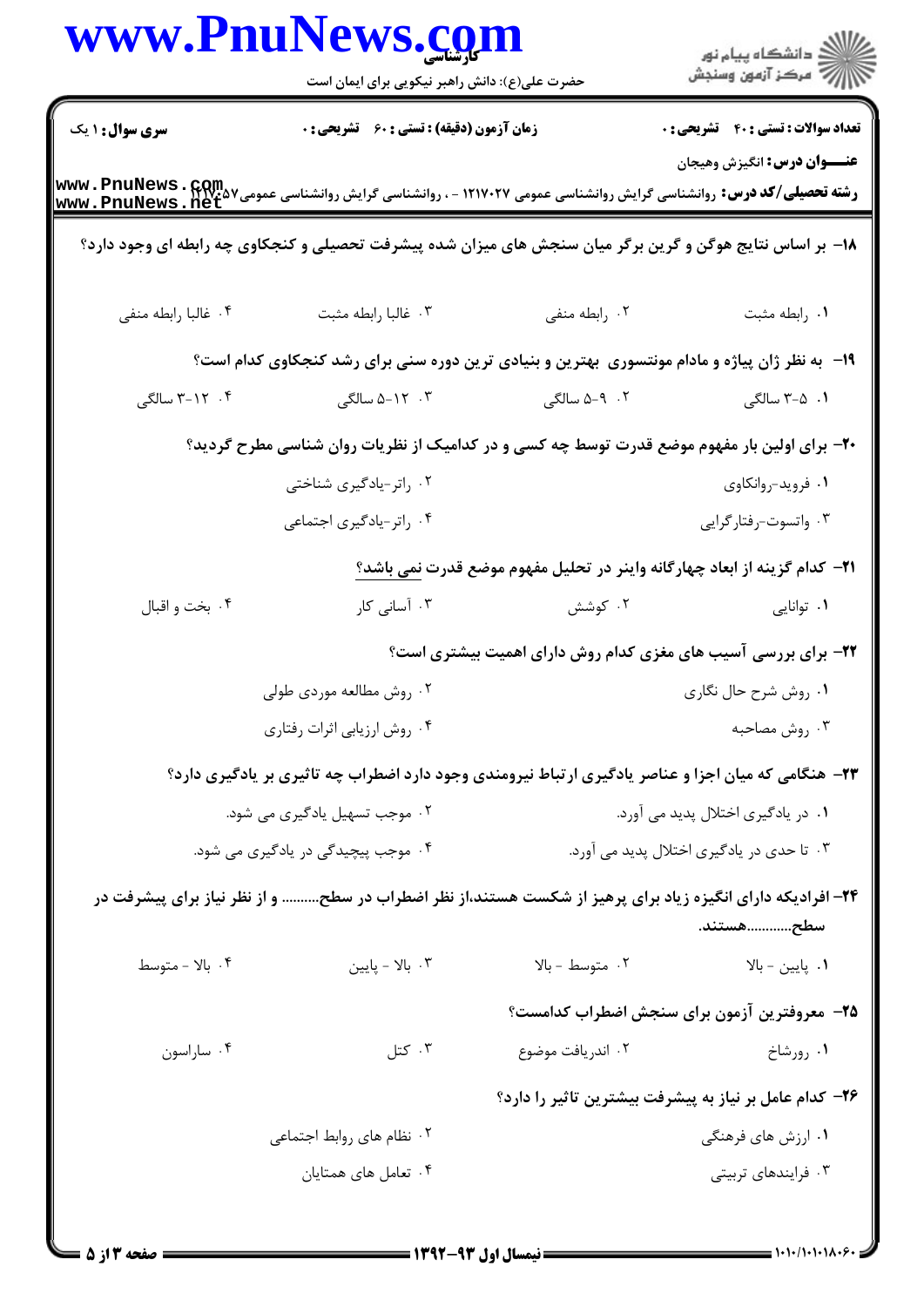**سری سوال:** ۱ یک

**زمان آزمون (دقیقه) : تستی : ۶۰ تشریحی : ۰**

**تعداد سوالات : تستی : ۴۰ تشریحی : ۰**

**عنـــوان درس:** انگیزش وهیجان

**رشته تحصیلی/کد درس:** روانشناسی گرایش روانشناسی عمومی ۱۲۱۷۰۲۷ - ، روانشناسی گرایش روانشناسی عمومی۱۲۱۷۰۵۷

**۱۸- بر اساس نتایج هوگن و گرین برگر میان سنجش های میزان شده پیشرفت تحصیلی و کنجکاوی چه رابطه ای وجود دارد؟**

۱. رابطه مثبت
۲. رابطه منفی
۳. غالبا رابطه مثبت
۴. غالبا رابطه منفی

**۱۹- به نظر ژان پیاژه و مادام مونتسوری بهترین و بنیادی ترین دوره سنی برای رشد کنجکاوی کدام است؟**

۱. ۵-۳ سالگی
۲. ۹-۵ سالگی
۳. ۱۲-۵ سالگی
۴. ۱۲-۳ سالگی

**۲۰- برای اولین بار مفهوم موضع قدرت توسط چه کسی و در کدامیک از نظریات روان شناسی مطرح گردید؟**

۱. فروید-روانکاوی
۲. راتر-یادگیری شناختی
۳. واتسوت-رفتارگرایی
۴. راتر-یادگیری اجتماعی

**۲۱- کدام گزینه از ابعاد چهارگانه واینر در تحلیل مفهوم موضع قدرت نمی باشد؟**

۱. توانایی
۲. کوشش
۳. آسانی کار
۴. بخت و اقبال

**۲۲- برای بررسی آسیب های مغزی کدام روش دارای اهمیت بیشتری است؟**

۱. روش شرح حال نگاری
۲. روش مطالعه موردی طولی
۳. روش مصاحبه
۴. روش ارزیابی اثرات رفتاری

**۲۳- هنگامی که میان اجزا و عناصر یادگیری ارتباط نیرومندی وجود دارد اضطراب چه تاثیری بر یادگیری دارد؟**

۱. در یادگیری اختلال پدید می آورد.
۲. موجب تسهیل یادگیری می شود.
۳. تا حدی در یادگیری اختلال پدید می آورد.
۴. موجب پیچیدگی در یادگیری می شود.

**۲۴- افرادیکه دارای انگیزه زیاد برای پرهیز از شکست هستند،از نظر اضطراب در سطح.......... و از نظر نیاز برای پیشرفت در سطح...........هستند.**

۱. پایین - بالا
۲. متوسط - بالا
۳. بالا - پایین
۴. بالا - متوسط

**۲۵- معروفترین آزمون برای سنجش اضطراب کدامست؟**

۱. رورشاخ
۲. اندریافت موضوع
۳. کتل
۴. ساراسون

**۲۶- کدام عامل بر نیاز به پیشرفت بیشترین تاثیر را دارد؟**

۱. ارزش های فرهنگی
۲. نظام های روابط اجتماعی
۳. فرایندهای تربیتی
۴. تعامل های همتایان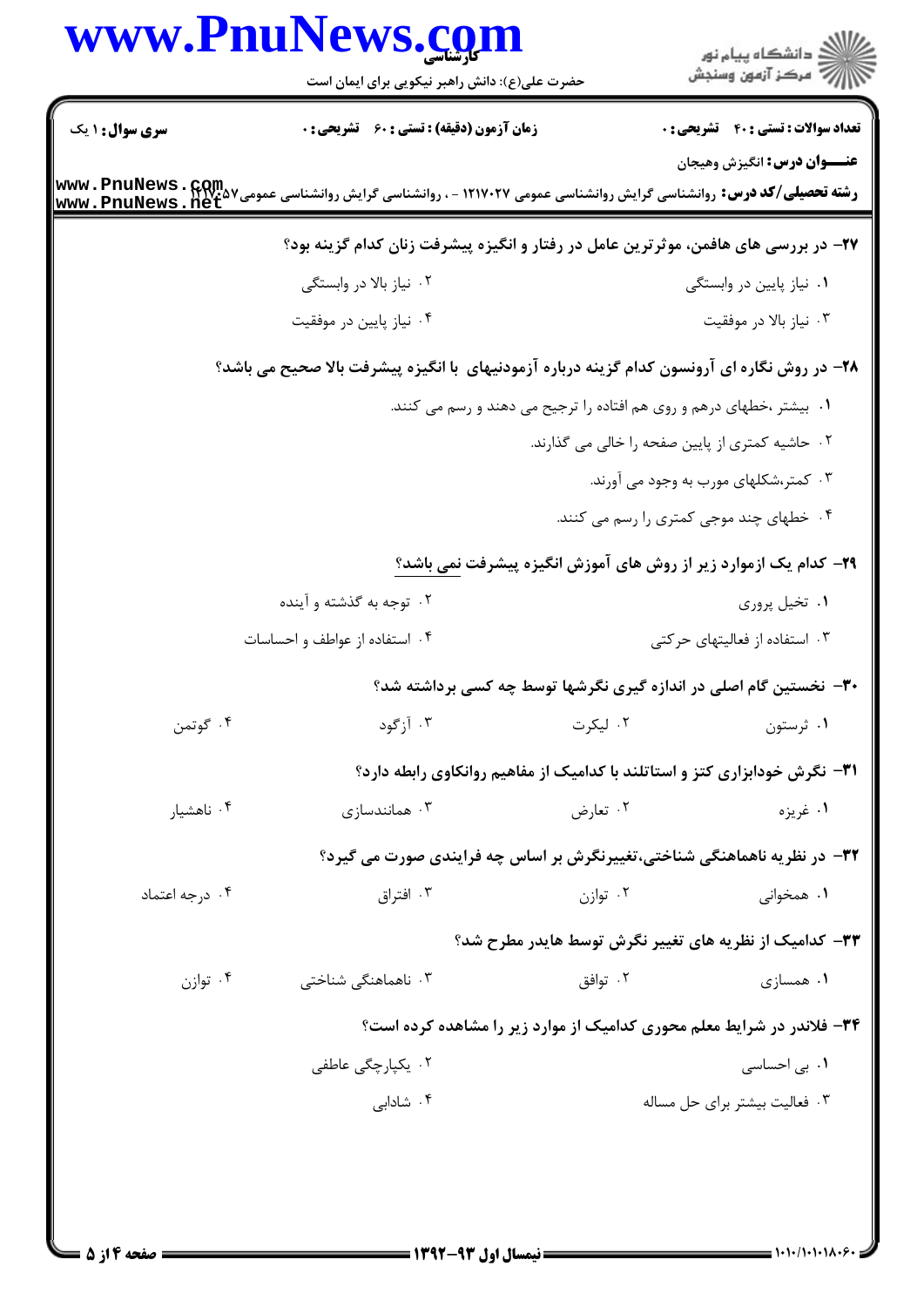**تعداد سوالات : تستی : ۴۰ تشریحی : ۰** | **زمان آزمون (دقیقه) : تستی : ۶۰ تشریحی : ۰** | **سری سوال : ۱ یک**

**عنـــوان درس:** انگیزش وهیجان

**رشته تحصیلی/کد درس:** روانشناسی گرایش روانشناسی عمومی ۱۲۱۷۰۲۷ - ، روانشناسی گرایش روانشناسی عمومی۱۲۱۷۰۵۷

**۲۷- در بررسی های هافمن، موثرترین عامل در رفتار و انگیزه پیشرفت زنان کدام گزینه بود؟**

۱. نیاز پایین در وابستگی

۲. نیاز بالا در وابستگی

۳. نیاز بالا در موفقیت

۴. نیاز پایین در موفقیت

**۲۸- در روش نگاره ای آرونسون کدام گزینه درباره آزمودنیهای با انگیزه پیشرفت بالا صحیح می باشد؟**

۱. بیشتر ،خطهای درهم و روی هم افتاده را ترجیح می دهند و رسم می کنند.

۲. حاشیه کمتری از پایین صفحه را خالی می گذارند.

۳. کمتر،شکلهای مورب به وجود می آورند.

۴. خطهای چند موجی کمتری را رسم می کنند.

**۲۹- کدام یک ازموارد زیر از روش های آموزش انگیزه پیشرفت نمی باشد؟**

۱. تخیل پروری

۲. توجه به گذشته و آینده

۳. استفاده از فعالیتهای حرکتی

۴. استفاده از عواطف و احساسات

**۳۰- نخستین گام اصلی در اندازه گیری نگرشها توسط چه کسی برداشته شد؟**

۱. ثرستون

۲. لیکرت

۳. آزگود

۴. گوتمن

**۳۱- نگرش خودابزاری کتز و استاتلند با کدامیک از مفاهیم روانکاوی رابطه دارد؟**

۱. غریزه

۲. تعارض

۳. همانندسازی

۴. ناهشیار

**۳۲- در نظریه ناهماهنگی شناختی،تغییرنگرش بر اساس چه فرایندی صورت می گیرد؟**

۱. همخوانی

۲. توازن

۳. افتراق

۴. درجه اعتماد

**۳۳- کدامیک از نظریه های تغییر نگرش توسط هایدر مطرح شد؟**

۱. همسازی

۲. توافق

۳. ناهماهنگی شناختی

۴. توازن

**۳۴- فلاندر در شرایط معلم محوری کدامیک از موارد زیر را مشاهده کرده است؟**

۱. بی احساسی

۲. یکپارچگی عاطفی

۳. فعالیت بیشتر برای حل مساله

۴. شادابی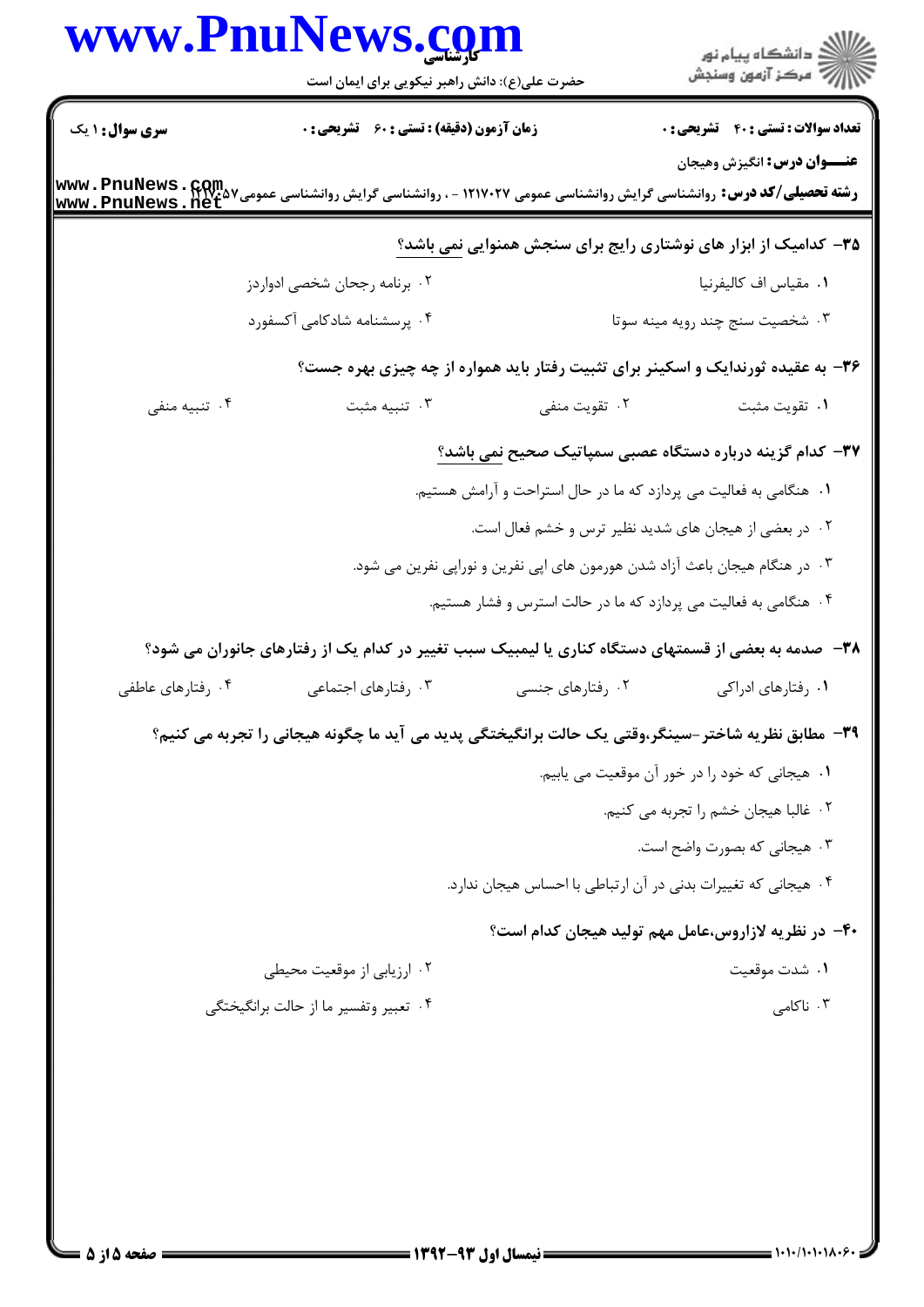**سری سوال:** ۱ یک | **زمان آزمون (دقیقه) : تستی :** ۶۰ **تشریحی :** ۰ | **تعداد سوالات : تستی :** ۴۰ **تشریحی :** ۰

**عنـــوان درس:** انگیزش وهیجان

**رشته تحصیلی/کد درس:** روانشناسی گرایش روانشناسی عمومی ۱۲۱۷۰۲۷ - ، روانشناسی گرایش روانشناسی عمومی۱۲۱۷۰۵۷

**۳۵- کدامیک از ابزار های نوشتاری رایج برای سنجش همنوایی نمی باشد؟**

۱. مقیاس اف کالیفرنیا

۲. برنامه رجحان شخصی ادواردز

۳. شخصیت سنج چند رویه مینه سوتا

۴. پرسشنامه شادکامی آکسفورد

**۳۶- به عقیده ثورندایک و اسکینر برای تثبیت رفتار باید همواره از چه چیزی بهره جست؟**

۱. تقویت مثبت

۲. تقویت منفی

۳. تنبیه مثبت

۴. تنبیه منفی

**۳۷- کدام گزینه درباره دستگاه عصبی سمپاتیک صحیح نمی باشد؟**

۱. هنگامی به فعالیت می پردازد که ما در حال استراحت و آرامش هستیم.

۲. در بعضی از هیجان های شدید نظیر ترس و خشم فعال است.

۳. در هنگام هیجان باعث آزاد شدن هورمون های اپی نفرین و نوراپی نفرین می شود.

۴. هنگامی به فعالیت می پردازد که ما در حالت استرس و فشار هستیم.

**۳۸- صدمه به بعضی از قسمتهای دستگاه کناری یا لیمبیک سبب تغییر در کدام یک از رفتارهای جانوران می شود؟**

۱. رفتارهای ادراکی

۲. رفتارهای جنسی

۳. رفتارهای اجتماعی

۴. رفتارهای عاطفی

**۳۹- مطابق نظریه شاختر-سینگر،وقتی یک حالت برانگیختگی پدید می آید ما چگونه هیجانی را تجربه می کنیم؟**

۱. هیجانی که خود را در خور آن موقعیت می یابیم.

۲. غالبا هیجان خشم را تجربه می کنیم.

۳. هیجانی که بصورت واضح است.

۴. هیجانی که تغییرات بدنی در آن ارتباطی با احساس هیجان ندارد.

**۴۰- در نظریه لازاروس،عامل مهم تولید هیجان کدام است؟**

۱. شدت موقعیت

۲. ارزیابی از موقعیت محیطی

۳. ناکامی

۴. تعبیر وتفسیر ما از حالت برانگیختگی